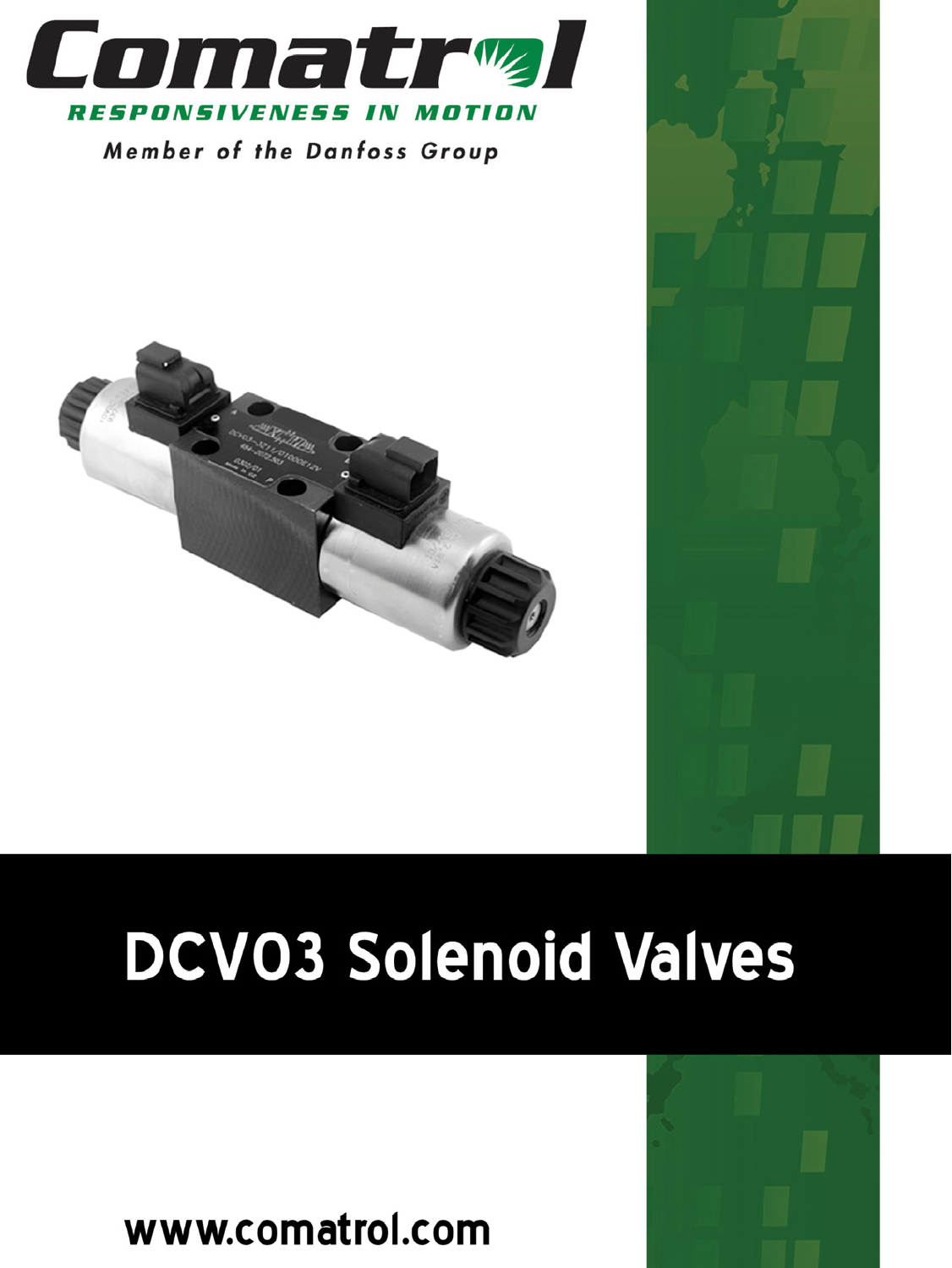# Comatrol

**RESPONSIVENESS IN MOTION**

Member of the Danfoss Group

# DCV03 Solenoid Valves

www.comatrol.com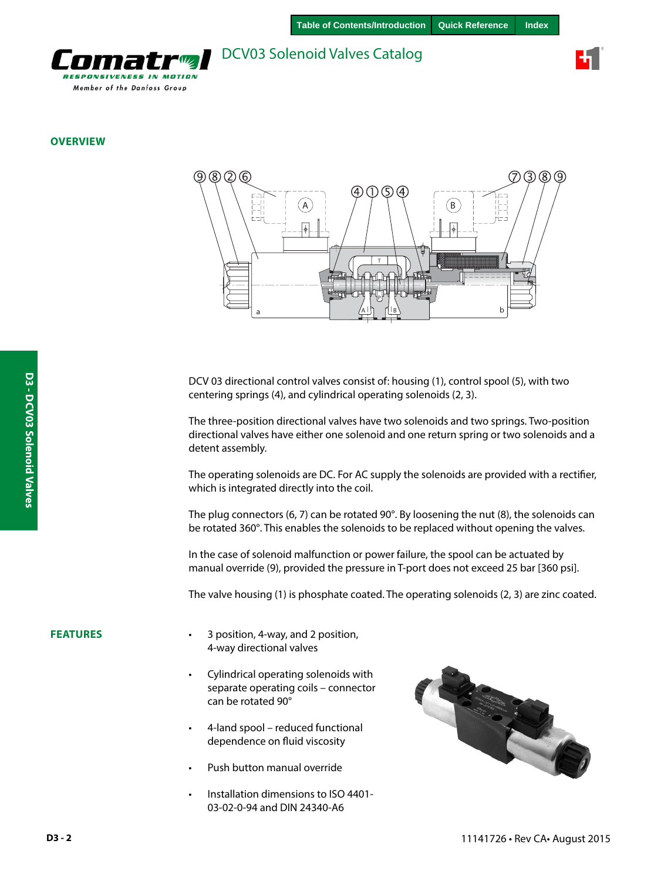## OVERVIEW

DCV 03 directional control valves consist of: housing (1), control spool (5), with two centering springs (4), and cylindrical operating solenoids (2, 3).

The three-position directional valves have two solenoids and two springs. Two-position directional valves have either one solenoid and one return spring or two solenoids and a detent assembly.

The operating solenoids are DC. For AC supply the solenoids are provided with a rectifier, which is integrated directly into the coil.

The plug connectors (6, 7) can be rotated 90°. By loosening the nut (8), the solenoids can be rotated 360°. This enables the solenoids to be replaced without opening the valves.

In the case of solenoid malfunction or power failure, the spool can be actuated by manual override (9), provided the pressure in T-port does not exceed 25 bar [360 psi].

The valve housing (1) is phosphate coated. The operating solenoids (2, 3) are zinc coated.

## FEATURES

- 3 position, 4-way, and 2 position, 4-way directional valves
- Cylindrical operating solenoids with separate operating coils – connector can be rotated 90°
- 4-land spool – reduced functional dependence on fluid viscosity
- Push button manual override
- Installation dimensions to ISO 4401-03-02-0-94 and DIN 24340-A6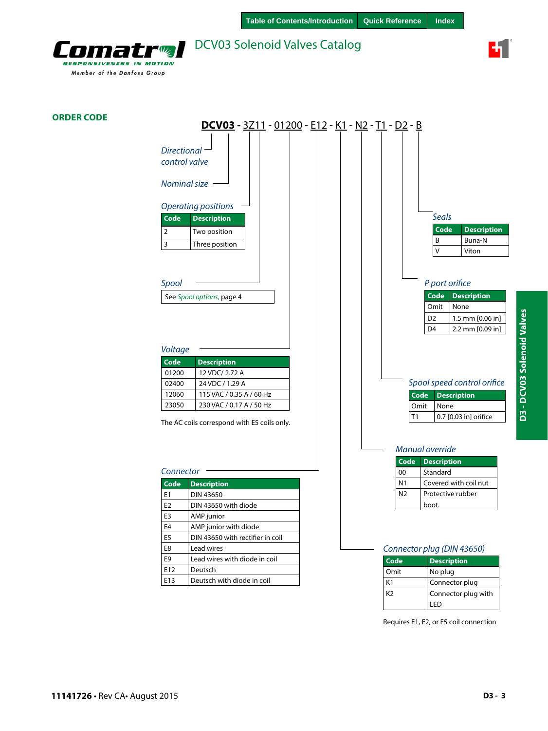## ORDER CODE

**DCV03** - 3Z11 - 01200 - E12 - K1 - N2 - T1 - D2 - B

*Directional control valve*

*Nominal size*

*Operating positions*

| Code | Description |
|---|---|
| 2 | Two position |
| 3 | Three position |

*Spool*

See *Spool options*, page 4

*Voltage*

| Code | Description |
|---|---|
| 01200 | 12 VDC/ 2.72 A |
| 02400 | 24 VDC / 1.29 A |
| 12060 | 115 VAC / 0.35 A / 60 Hz |
| 23050 | 230 VAC / 0.17 A / 50 Hz |

The AC coils correspond with E5 coils only.

*Connector*

| Code | Description |
|---|---|
| E1 | DIN 43650 |
| E2 | DIN 43650 with diode |
| E3 | AMP junior |
| E4 | AMP junior with diode |
| E5 | DIN 43650 with rectifier in coil |
| E8 | Lead wires |
| E9 | Lead wires with diode in coil |
| E12 | Deutsch |
| E13 | Deutsch with diode in coil |

*Seals*

| Code | Description |
|---|---|
| B | Buna-N |
| V | Viton |

*P port orifice*

| Code | Description |
|---|---|
| Omit | None |
| D2 | 1.5 mm [0.06 in] |
| D4 | 2.2 mm [0.09 in] |

*Spool speed control orifice*

| Code | Description |
|---|---|
| Omit | None |
| T1 | 0.7 [0.03 in] orifice |

*Manual override*

| Code | Description |
|---|---|
| 00 | Standard |
| N1 | Covered with coil nut |
| N2 | Protective rubber boot. |

*Connector plug (DIN 43650)*

| Code | Description |
|---|---|
| Omit | No plug |
| K1 | Connector plug |
| K2 | Connector plug with LED |

Requires E1, E2, or E5 coil connection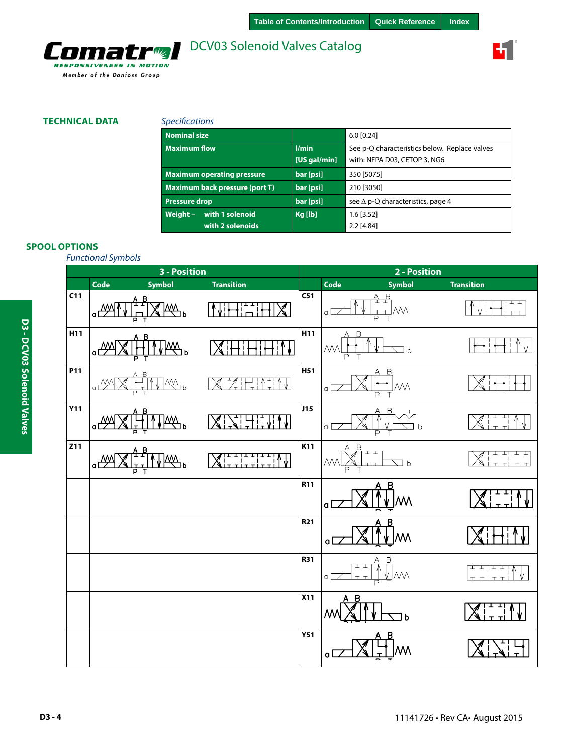## TECHNICAL DATA

*Specifications*

| | | |
|---|---|---|
| **Nominal size** | | 6.0 [0.24] |
| **Maximum flow** | **l/min [US gal/min]** | See p-Q characteristics below. Replace valves with: NFPA D03, CETOP 3, NG6 |
| **Maximum operating pressure** | **bar [psi]** | 350 [5075] |
| **Maximum back pressure (port T)** | **bar [psi]** | 210 [3050] |
| **Pressure drop** | **bar [psi]** | see Δ p-Q characteristics, page 4 |
| **Weight – with 1 solenoid** | **Kg [lb]** | 1.6 [3.52] |
| **with 2 solenoids** | | 2.2 [4.84] |

## SPOOL OPTIONS

*Functional Symbols*

| 3 - Position | | | 2 - Position | | |
|---|---|---|---|---|---|
| **Code** | **Symbol** | **Transition** | **Code** | **Symbol** | **Transition** |
| C11 | | | C51 | | |
| H11 | | | H11 | | |
| P11 | | | H51 | | |
| Y11 | | | J15 | | |
| Z11 | | | K11 | | |
| | | | R11 | | |
| | | | R21 | | |
| | | | R31 | | |
| | | | X11 | | |
| | | | Y51 | | |

D3 - DCV03 Solenoid Valves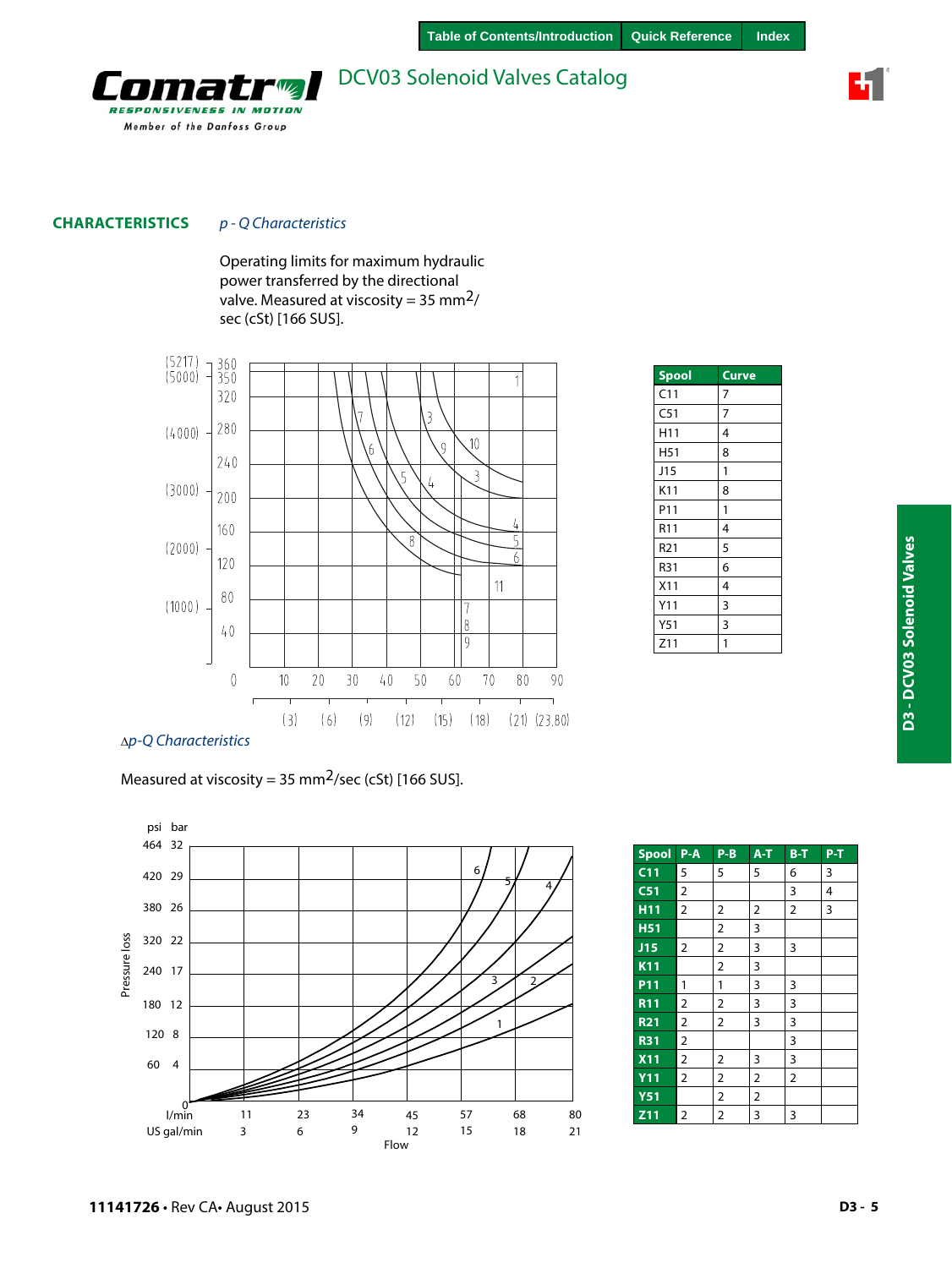## CHARACTERISTICS

*p - Q Characteristics*

Operating limits for maximum hydraulic power transferred by the directional valve. Measured at viscosity = 35 $mm^2$/sec (cSt) [166 SUS].

(5217) 360
(5000) 350
320
(4000) 280
240
(3000) 200
160
(2000) 120
80
(1000) 40
0
10 20 30 40 50 60 70 80 90
(3) (6) (9) (12) (15) (18) (21) (23.80)

| Spool | Curve |
|---|---|
| C11 | 7 |
| C51 | 7 |
| H11 | 4 |
| H51 | 8 |
| J15 | 1 |
| K11 | 8 |
| P11 | 1 |
| R11 | 4 |
| R21 | 5 |
| R31 | 6 |
| X11 | 4 |
| Y11 | 3 |
| Y51 | 3 |
| Z11 | 1 |

*Δp-Q Characteristics*

Measured at viscosity = 35 $mm^2$/sec (cSt) [166 SUS].

psi bar
464 32
420 29
380 26
320 22
240 17
180 12
120 8
60 4
0
Pressure loss
l/min 11 23 34 45 57 68 80
US gal/min 3 6 9 12 15 18 21
Flow

| Spool | P-A | P-B | A-T | B-T | P-T |
|---|---|---|---|---|---|
| C11 | 5 | 5 | 5 | 6 | 3 |
| C51 | 2 | | | 3 | 4 |
| H11 | 2 | 2 | 2 | 2 | 3 |
| H51 | | 2 | 3 | | |
| J15 | 2 | 2 | 3 | 3 | |
| K11 | | 2 | 3 | | |
| P11 | 1 | 1 | 3 | 3 | |
| R11 | 2 | 2 | 3 | 3 | |
| R21 | 2 | 2 | 3 | 3 | |
| R31 | 2 | | | 3 | |
| X11 | 2 | 2 | 3 | 3 | |
| Y11 | 2 | 2 | 2 | 2 | |
| Y51 | | 2 | 2 | | |
| Z11 | 2 | 2 | 3 | 3 | |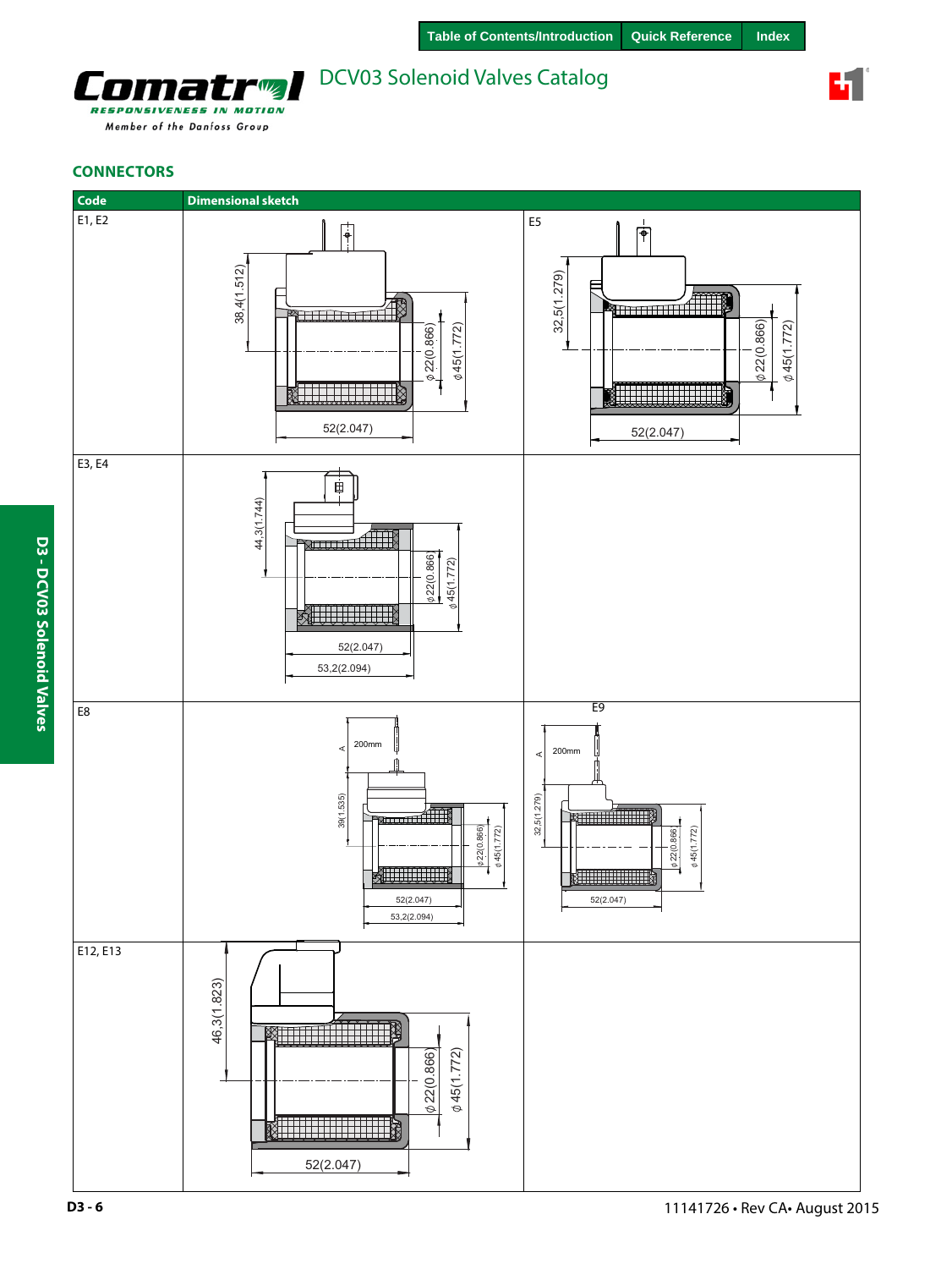## CONNECTORS

| Code | Dimensional sketch | |
|---|---|---|
| E1, E2 | 38,4(1.512)<br>ϕ22(0.866)<br>ϕ45(1.772)<br>52(2.047) | E5<br>32,5(1.279)<br>ϕ22(0.866)<br>ϕ45(1.772)<br>52(2.047) |
| E3, E4 | 44,3(1.744)<br>ϕ22(0.866)<br>ϕ45(1.772)<br>52(2.047)<br>53,2(2.094) | |
| E8 | A<br>200mm<br>39(1.535)<br>ϕ22(0.866)<br>ϕ45(1.772)<br>52(2.047)<br>53,2(2.094) | E9<br>A<br>200mm<br>32,5(1.279)<br>ϕ22(0.866)<br>ϕ45(1.772)<br>52(2.047) |
| E12, E13 | 46,3(1.823)<br>ϕ22(0.866)<br>ϕ45(1.772)<br>52(2.047) | |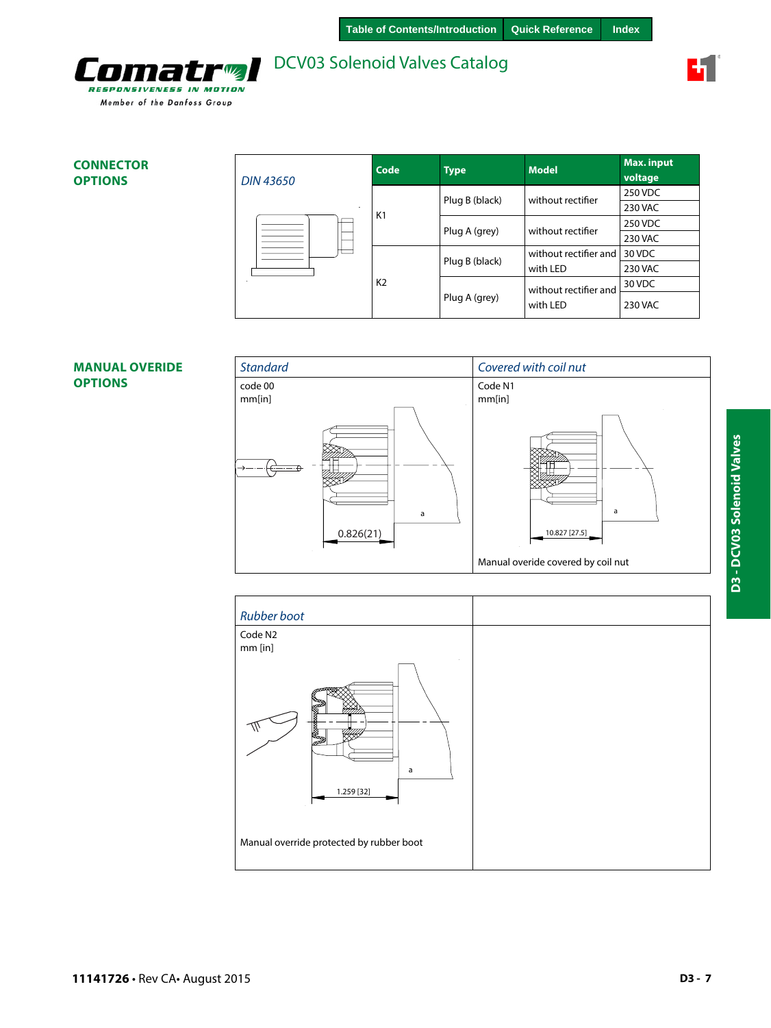## CONNECTOR OPTIONS

| DIN 43650 | Code | Type | Model | Max. input voltage |
|---|---|---|---|---|
| | K1 | Plug B (black) | without rectifier | 250 VDC |
| | | | | 230 VAC |
| | | Plug A (grey) | without rectifier | 250 VDC |
| | | | | 230 VAC |
| | K2 | Plug B (black) | without rectifier and with LED | 30 VDC |
| | | | | 230 VAC |
| | | Plug A (grey) | without rectifier and with LED | 30 VDC |
| | | | | 230 VAC |

## MANUAL OVERIDE OPTIONS

*Standard*

code 00
mm[in]

a

0.826(21)

*Covered with coil nut*

Code N1
mm[in]

a

10.827 [27.5]

Manual overide covered by coil nut

*Rubber boot*

Code N2
mm [in]

a

1.259 [32]

Manual override protected by rubber boot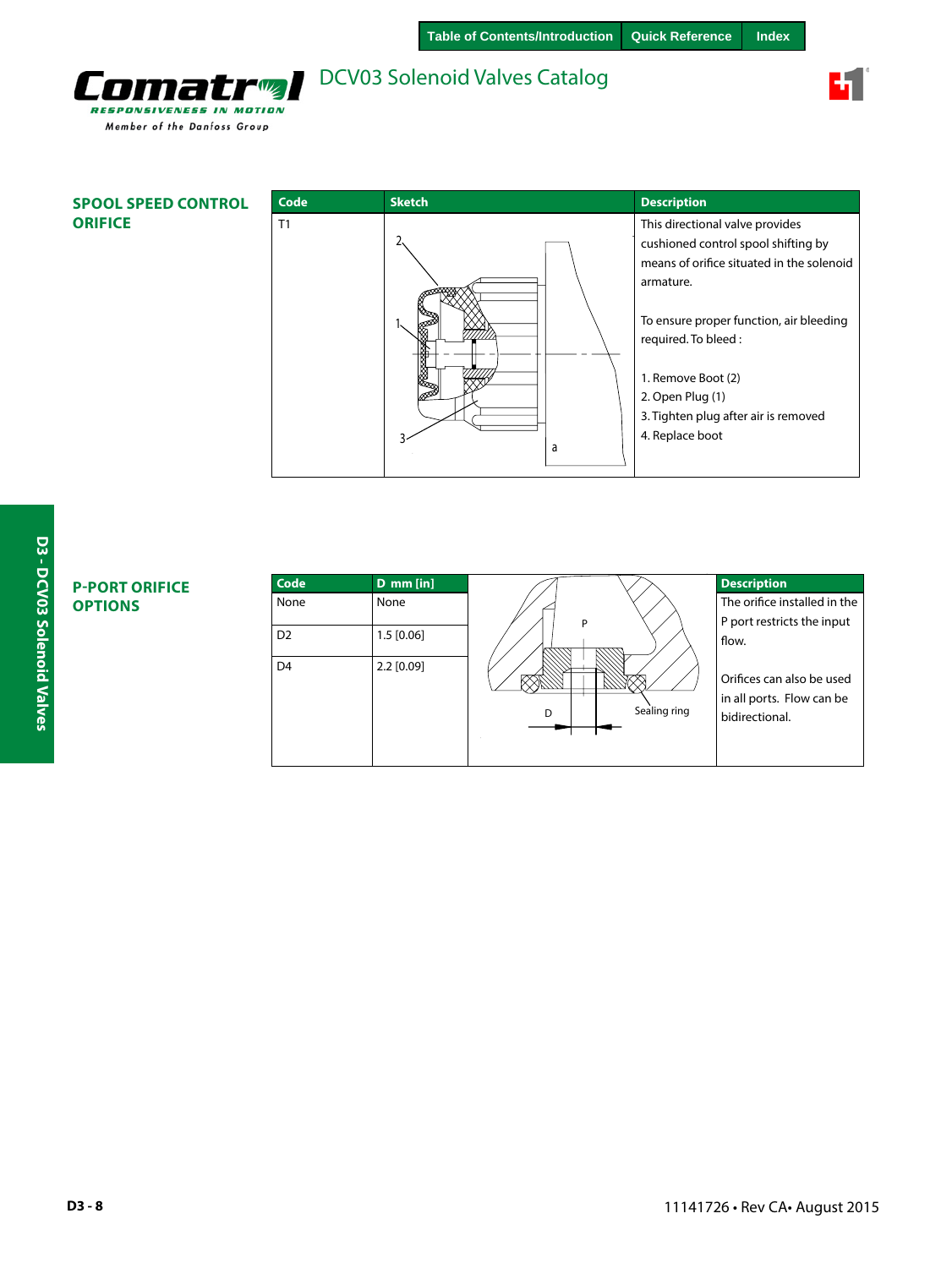## SPOOL SPEED CONTROL ORIFICE

| Code | Sketch | Description |
|---|---|---|
| T1 | 2<br>1<br>3<br>a | This directional valve provides cushioned control spool shifting by means of orifice situated in the solenoid armature.<br><br>To ensure proper function, air bleeding required. To bleed :<br><br>1. Remove Boot (2)<br>2. Open Plug (1)<br>3. Tighten plug after air is removed<br>4. Replace boot |

## P-PORT ORIFICE OPTIONS

| Code | D mm [in] | | Description |
|---|---|---|---|
| None | None | P<br>D<br>Sealing ring | The orifice installed in the P port restricts the input flow.<br><br>Orifices can also be used in all ports. Flow can be bidirectional. |
| D2 | 1.5 [0.06] | | |
| D4 | 2.2 [0.09] | | |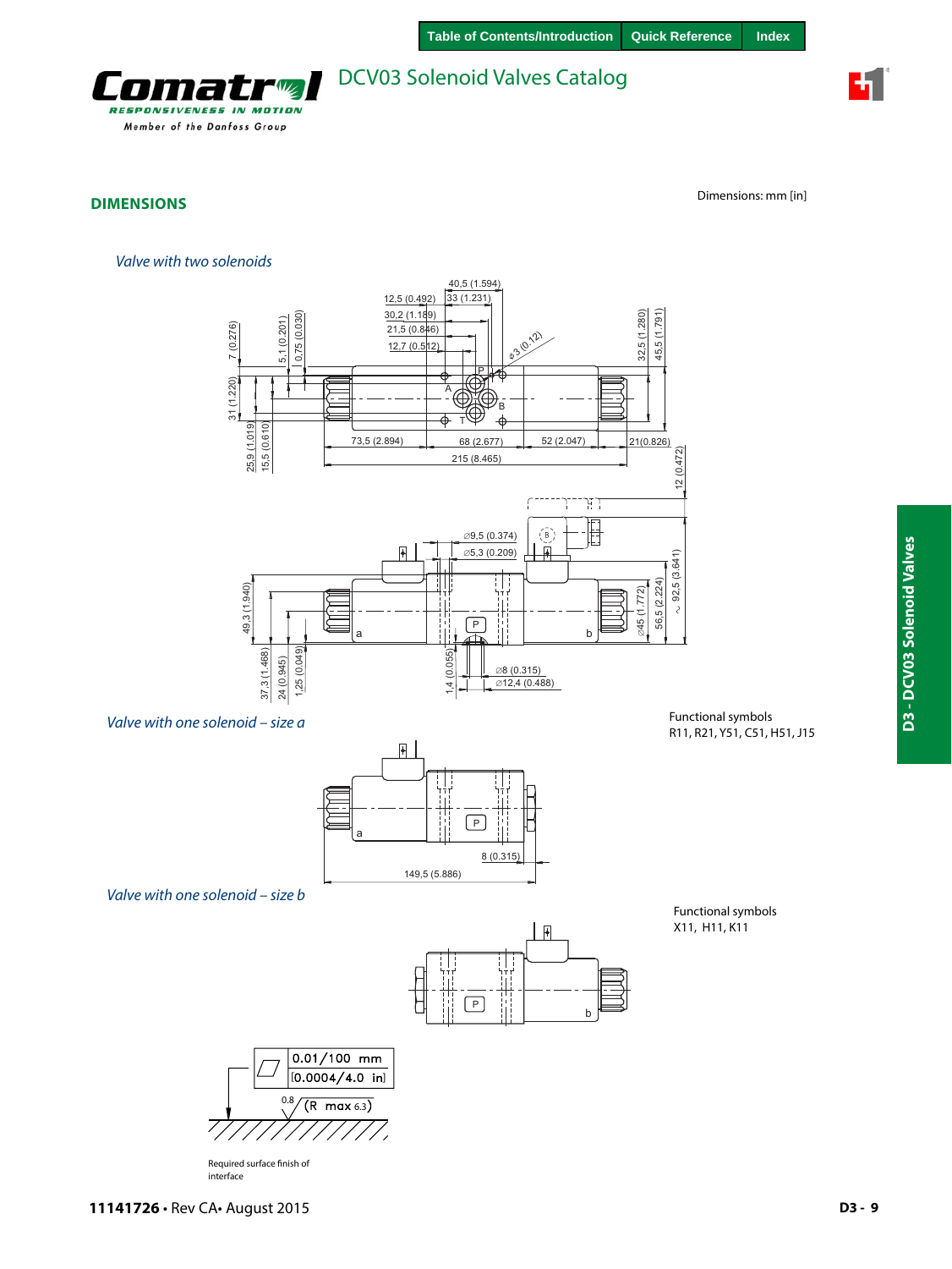## DIMENSIONS

Dimensions: mm [in]

*Valve with two solenoids*

40,5 (1.594)
12,5 (0.492)
33 (1.231)
30,2 (1.189)
21,5 (0.846)
12,7 (0.512)
⌀3 (0.12)
7 (0.276)
5,1 (0.201)
0,75 (0.030)
32,5 (1.280)
45,5 (1.791)
31 (1.220)
25,9 (1.019)
15,5 (0.610)
P
A
B
T
73,5 (2.894)
68 (2.677)
52 (2.047)
21(0.826)
215 (8.465)
12 (0.472)
⌀9,5 (0.374)
⌀5,3 (0.209)
49,3 (1.940)
37,3 (1.468)
24 (0.945)
1,25 (0.049)
1,4 (0.055)
⌀8 (0.315)
⌀12,4 (0.488)
⌀45 (1.772)
56,5 (2.224)
~ 92,5 (3.641)
a
b

*Valve with one solenoid – size a*

Functional symbols
R11, R21, Y51, C51, H51, J15

8 (0.315)
149,5 (5.886)

*Valve with one solenoid – size b*

Functional symbols
X11, H11, K11

0.01/100 mm
[0.0004/4.0 in]
0.8 (R max 6.3)

Required surface finish of interface

D3 - DCV03 Solenoid Valves

11141726 • Rev CA• August 2015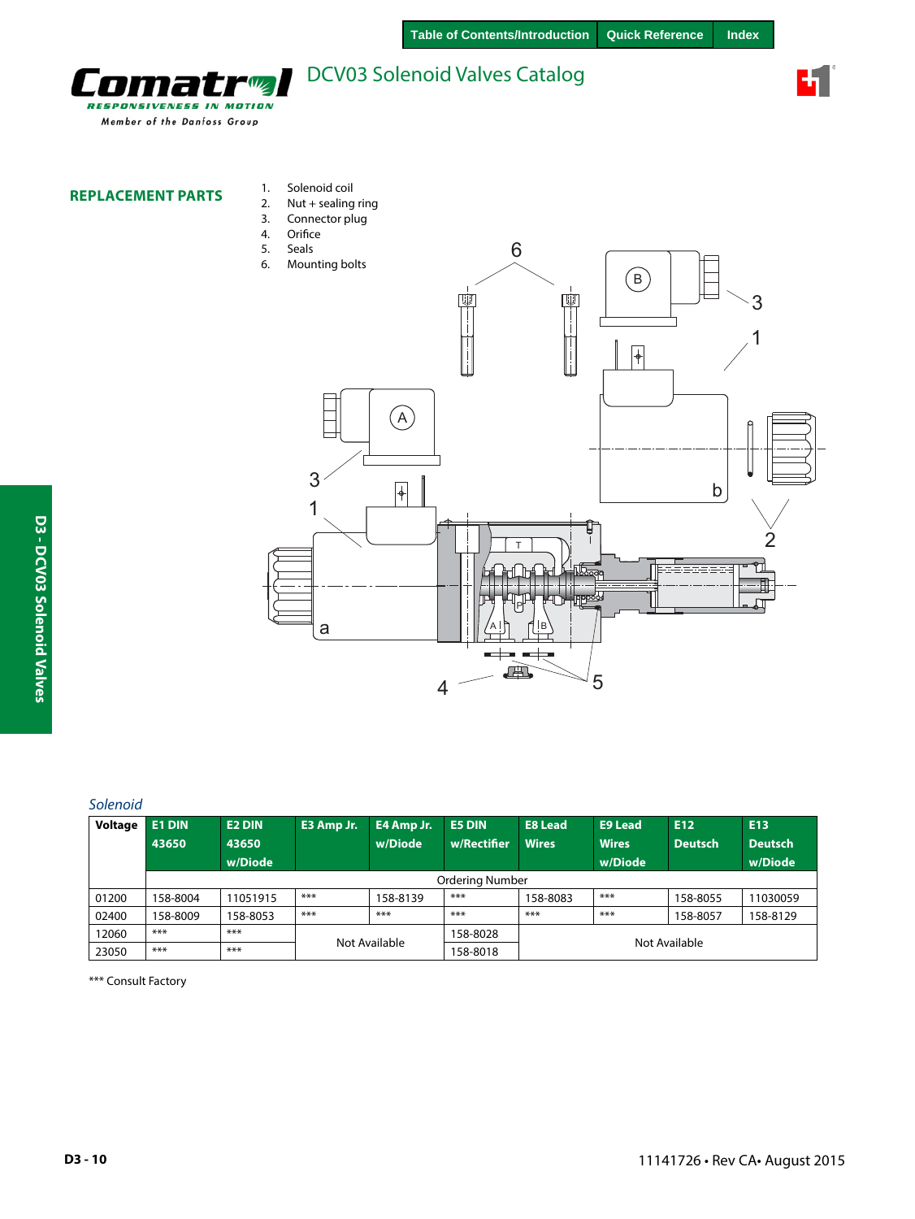## REPLACEMENT PARTS

1. Solenoid coil
2. Nut + sealing ring
3. Connector plug
4. Orifice
5. Seals
6. Mounting bolts

*Solenoid*

| Voltage | E1 DIN 43650 | E2 DIN 43650 w/Diode | E3 Amp Jr. | E4 Amp Jr. w/Diode | E5 DIN w/Rectifier | E8 Lead Wires | E9 Lead Wires w/Diode | E12 Deutsch | E13 Deutsch w/Diode |
|---|---|---|---|---|---|---|---|---|---|
| | Ordering Number | | | | | | | | |
| 01200 | 158-8004 | 11051915 | *** | 158-8139 | *** | 158-8083 | *** | 158-8055 | 11030059 |
| 02400 | 158-8009 | 158-8053 | *** | *** | *** | *** | *** | 158-8057 | 158-8129 |
| 12060 | *** | *** | Not Available | | 158-8028 | Not Available | | | |
| 23050 | *** | *** | | | 158-8018 | | | | |

*** Consult Factory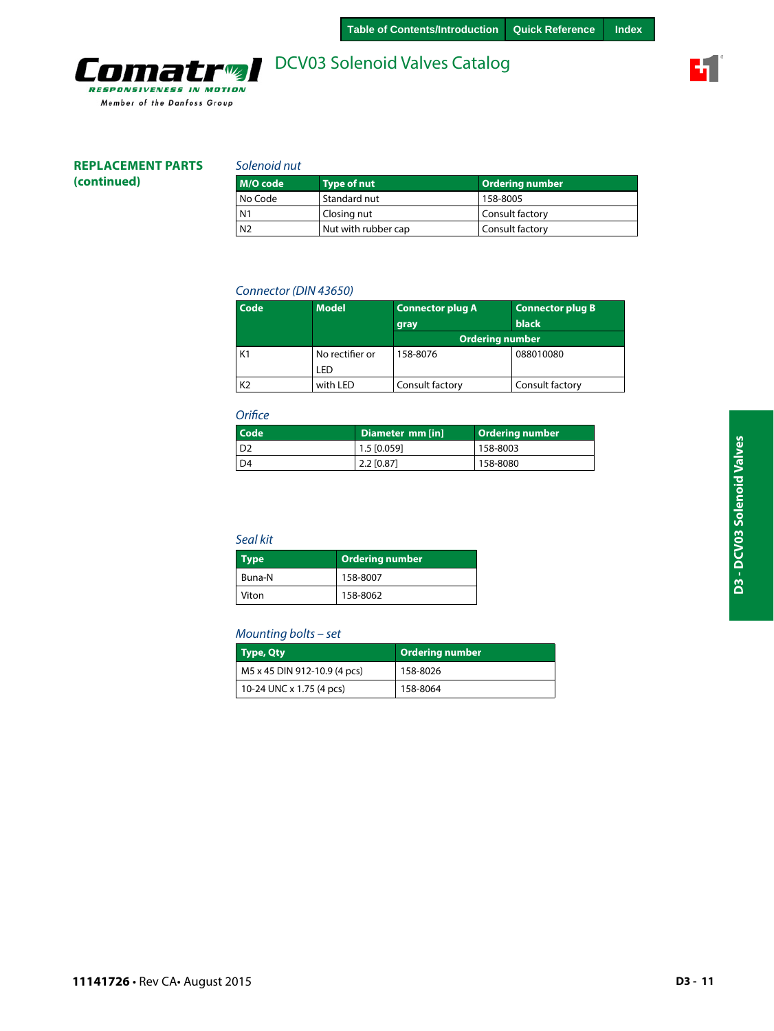## REPLACEMENT PARTS (continued)

*Solenoid nut*

| M/O code | Type of nut | Ordering number |
|---|---|---|
| No Code | Standard nut | 158-8005 |
| N1 | Closing nut | Consult factory |
| N2 | Nut with rubber cap | Consult factory |

*Connector (DIN 43650)*

| Code | Model | Connector plug A gray | Connector plug B black |
|---|---|---|---|
| | | Ordering number | |
| K1 | No rectifier or LED | 158-8076 | 088010080 |
| K2 | with LED | Consult factory | Consult factory |

*Orifice*

| Code | Diameter mm [in] | Ordering number |
|---|---|---|
| D2 | 1.5 [0.059] | 158-8003 |
| D4 | 2.2 [0.87] | 158-8080 |

*Seal kit*

| Type | Ordering number |
|---|---|
| Buna-N | 158-8007 |
| Viton | 158-8062 |

*Mounting bolts – set*

| Type, Qty | Ordering number |
|---|---|
| M5 x 45 DIN 912-10.9 (4 pcs) | 158-8026 |
| 10-24 UNC x 1.75 (4 pcs) | 158-8064 |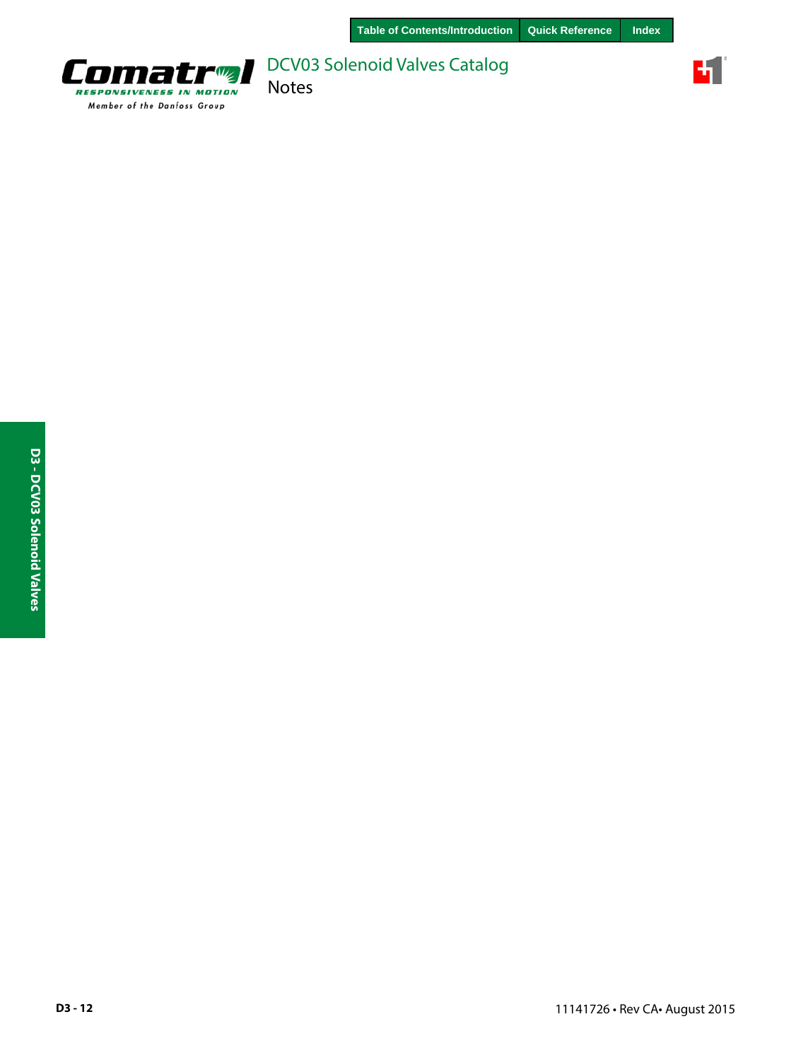# Notes